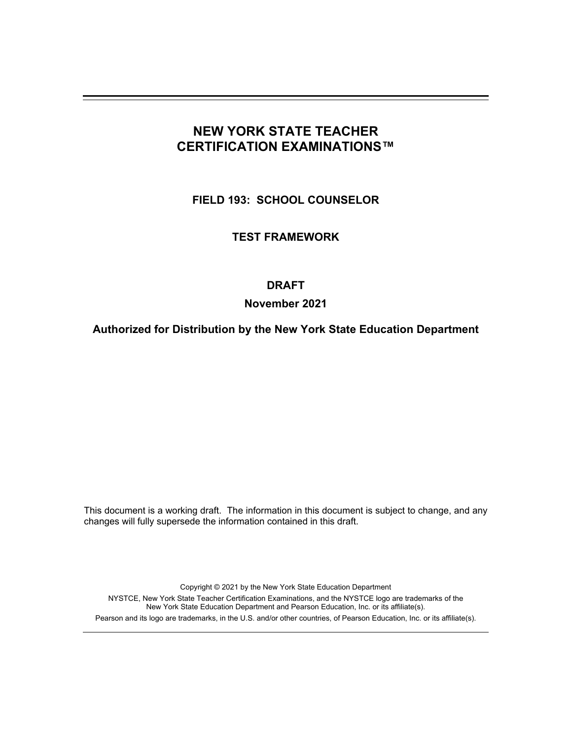# NEW YORK STATE TEACHER CERTIFICATION EXAMINATIONS™

## FIELD 193: SCHOOL COUNSELOR

## TEST FRAMEWORK

**DRAFT**

**November 2021**

**Authorized for Distribution by the New York State Education Department**

This document is a working draft. The information in this document is subject to change, and any changes will fully supersede the information contained in this draft.

Copyright © 2021 by the New York State Education Department

NYSTCE, New York State Teacher Certification Examinations, and the NYSTCE logo are trademarks of the New York State Education Department and Pearson Education, Inc. or its affiliate(s).

Pearson and its logo are trademarks, in the U.S. and/or other countries, of Pearson Education, Inc. or its affiliate(s).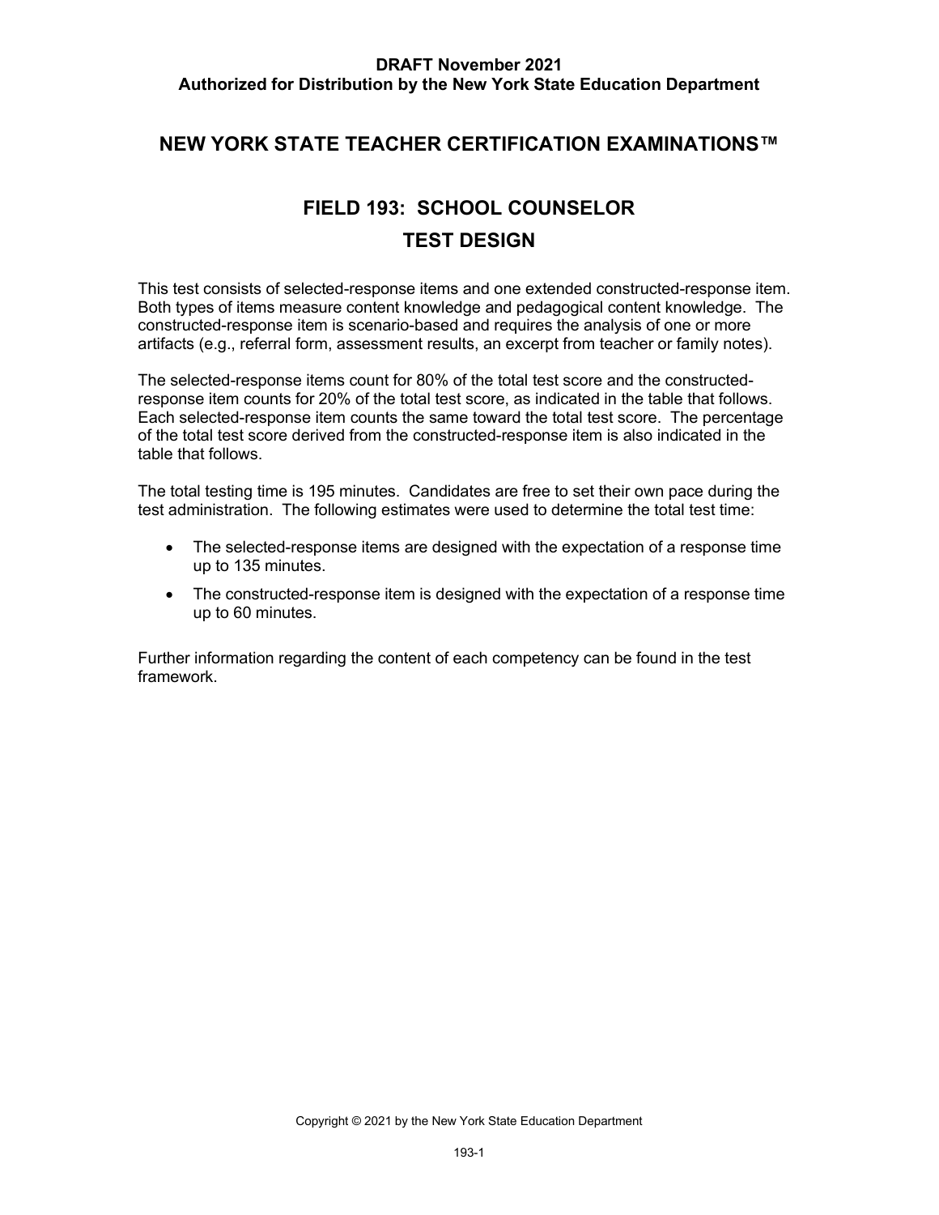**DRAFT November 2021**
**Authorized for Distribution by the New York State Education Department**

# NEW YORK STATE TEACHER CERTIFICATION EXAMINATIONS™

## FIELD 193: SCHOOL COUNSELOR
## TEST DESIGN

This test consists of selected-response items and one extended constructed-response item. Both types of items measure content knowledge and pedagogical content knowledge. The constructed-response item is scenario-based and requires the analysis of one or more artifacts (e.g., referral form, assessment results, an excerpt from teacher or family notes).

The selected-response items count for 80% of the total test score and the constructed-response item counts for 20% of the total test score, as indicated in the table that follows. Each selected-response item counts the same toward the total test score. The percentage of the total test score derived from the constructed-response item is also indicated in the table that follows.

The total testing time is 195 minutes. Candidates are free to set their own pace during the test administration. The following estimates were used to determine the total test time:

- The selected-response items are designed with the expectation of a response time up to 135 minutes.
- The constructed-response item is designed with the expectation of a response time up to 60 minutes.

Further information regarding the content of each competency can be found in the test framework.

Copyright © 2021 by the New York State Education Department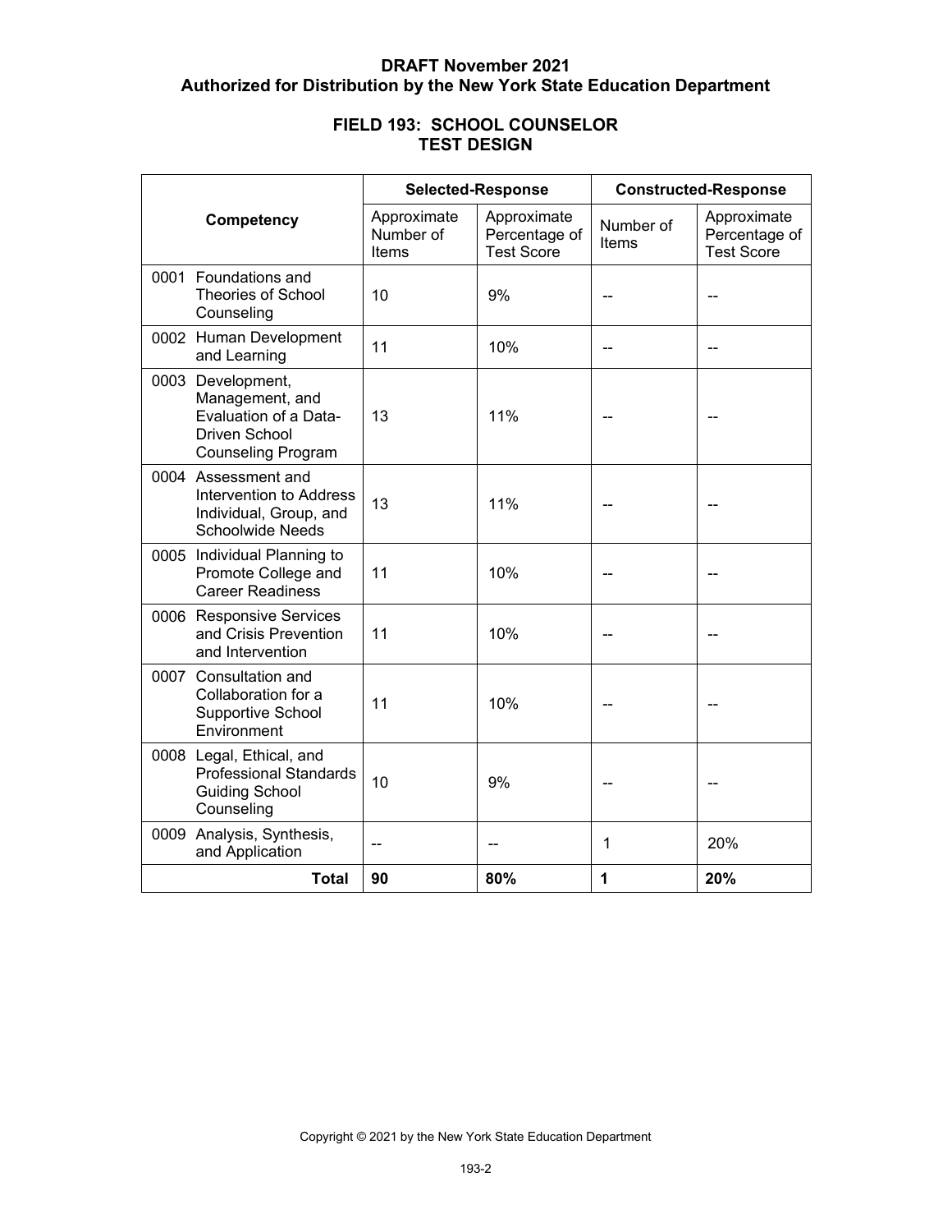**DRAFT November 2021**
**Authorized for Distribution by the New York State Education Department**

## FIELD 193: SCHOOL COUNSELOR
## TEST DESIGN

| Competency | Selected-Response | | Constructed-Response | |
|---|---|---|---|---|
| | Approximate Number of Items | Approximate Percentage of Test Score | Number of Items | Approximate Percentage of Test Score |
| 0001 Foundations and Theories of School Counseling | 10 | 9% | -- | -- |
| 0002 Human Development and Learning | 11 | 10% | -- | -- |
| 0003 Development, Management, and Evaluation of a Data-Driven School Counseling Program | 13 | 11% | -- | -- |
| 0004 Assessment and Intervention to Address Individual, Group, and Schoolwide Needs | 13 | 11% | -- | -- |
| 0005 Individual Planning to Promote College and Career Readiness | 11 | 10% | -- | -- |
| 0006 Responsive Services and Crisis Prevention and Intervention | 11 | 10% | -- | -- |
| 0007 Consultation and Collaboration for a Supportive School Environment | 11 | 10% | -- | -- |
| 0008 Legal, Ethical, and Professional Standards Guiding School Counseling | 10 | 9% | -- | -- |
| 0009 Analysis, Synthesis, and Application | -- | -- | 1 | 20% |
| **Total** | **90** | **80%** | **1** | **20%** |

Copyright © 2021 by the New York State Education Department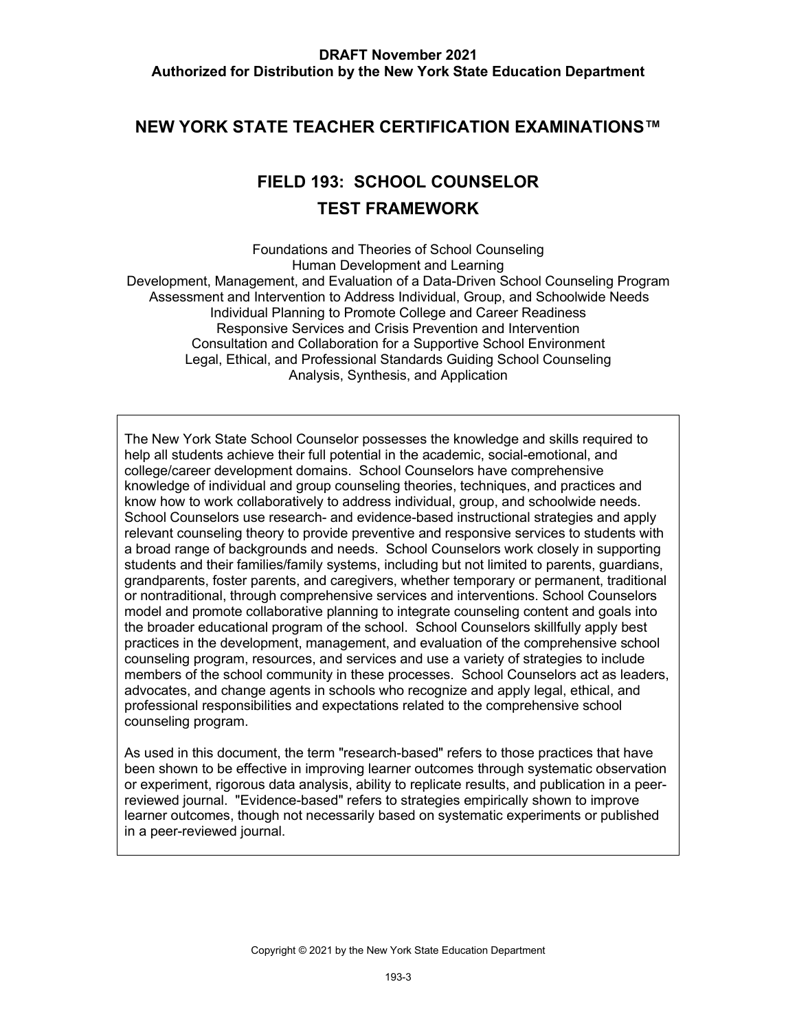**DRAFT November 2021**
**Authorized for Distribution by the New York State Education Department**

# NEW YORK STATE TEACHER CERTIFICATION EXAMINATIONS™

## FIELD 193: SCHOOL COUNSELOR
## TEST FRAMEWORK

Foundations and Theories of School Counseling
Human Development and Learning
Development, Management, and Evaluation of a Data-Driven School Counseling Program
Assessment and Intervention to Address Individual, Group, and Schoolwide Needs
Individual Planning to Promote College and Career Readiness
Responsive Services and Crisis Prevention and Intervention
Consultation and Collaboration for a Supportive School Environment
Legal, Ethical, and Professional Standards Guiding School Counseling
Analysis, Synthesis, and Application

The New York State School Counselor possesses the knowledge and skills required to help all students achieve their full potential in the academic, social-emotional, and college/career development domains. School Counselors have comprehensive knowledge of individual and group counseling theories, techniques, and practices and know how to work collaboratively to address individual, group, and schoolwide needs. School Counselors use research- and evidence-based instructional strategies and apply relevant counseling theory to provide preventive and responsive services to students with a broad range of backgrounds and needs. School Counselors work closely in supporting students and their families/family systems, including but not limited to parents, guardians, grandparents, foster parents, and caregivers, whether temporary or permanent, traditional or nontraditional, through comprehensive services and interventions. School Counselors model and promote collaborative planning to integrate counseling content and goals into the broader educational program of the school. School Counselors skillfully apply best practices in the development, management, and evaluation of the comprehensive school counseling program, resources, and services and use a variety of strategies to include members of the school community in these processes. School Counselors act as leaders, advocates, and change agents in schools who recognize and apply legal, ethical, and professional responsibilities and expectations related to the comprehensive school counseling program.

As used in this document, the term "research-based" refers to those practices that have been shown to be effective in improving learner outcomes through systematic observation or experiment, rigorous data analysis, ability to replicate results, and publication in a peer-reviewed journal. "Evidence-based" refers to strategies empirically shown to improve learner outcomes, though not necessarily based on systematic experiments or published in a peer-reviewed journal.

Copyright © 2021 by the New York State Education Department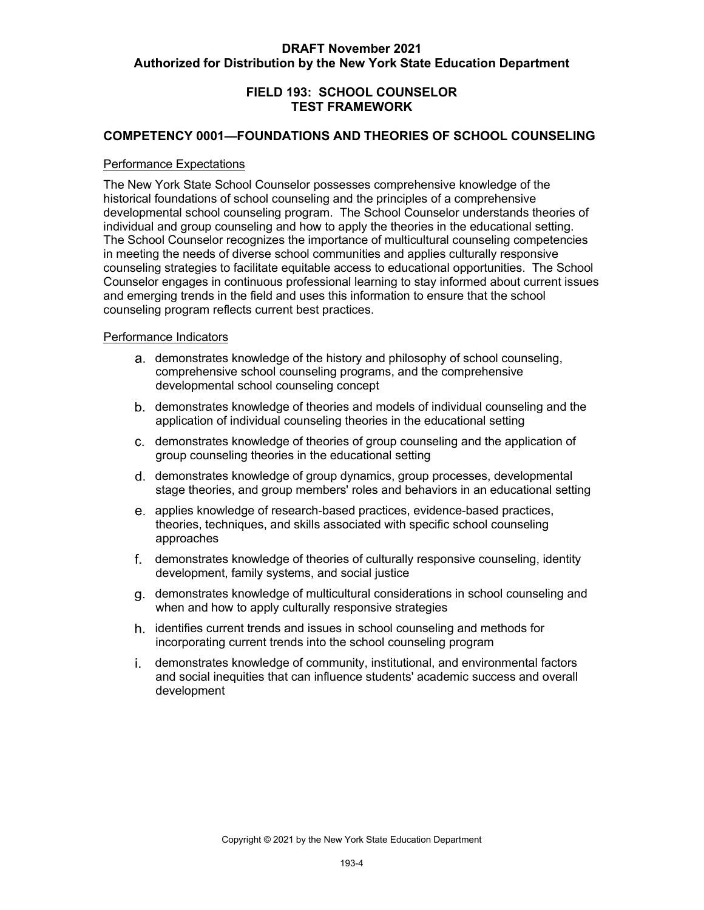**DRAFT November 2021**
**Authorized for Distribution by the New York State Education Department**

## FIELD 193: SCHOOL COUNSELOR
## TEST FRAMEWORK

### COMPETENCY 0001—FOUNDATIONS AND THEORIES OF SCHOOL COUNSELING

Performance Expectations

The New York State School Counselor possesses comprehensive knowledge of the historical foundations of school counseling and the principles of a comprehensive developmental school counseling program. The School Counselor understands theories of individual and group counseling and how to apply the theories in the educational setting. The School Counselor recognizes the importance of multicultural counseling competencies in meeting the needs of diverse school communities and applies culturally responsive counseling strategies to facilitate equitable access to educational opportunities. The School Counselor engages in continuous professional learning to stay informed about current issues and emerging trends in the field and uses this information to ensure that the school counseling program reflects current best practices.

Performance Indicators

a. demonstrates knowledge of the history and philosophy of school counseling, comprehensive school counseling programs, and the comprehensive developmental school counseling concept

b. demonstrates knowledge of theories and models of individual counseling and the application of individual counseling theories in the educational setting

c. demonstrates knowledge of theories of group counseling and the application of group counseling theories in the educational setting

d. demonstrates knowledge of group dynamics, group processes, developmental stage theories, and group members' roles and behaviors in an educational setting

e. applies knowledge of research-based practices, evidence-based practices, theories, techniques, and skills associated with specific school counseling approaches

f. demonstrates knowledge of theories of culturally responsive counseling, identity development, family systems, and social justice

g. demonstrates knowledge of multicultural considerations in school counseling and when and how to apply culturally responsive strategies

h. identifies current trends and issues in school counseling and methods for incorporating current trends into the school counseling program

i. demonstrates knowledge of community, institutional, and environmental factors and social inequities that can influence students' academic success and overall development

Copyright © 2021 by the New York State Education Department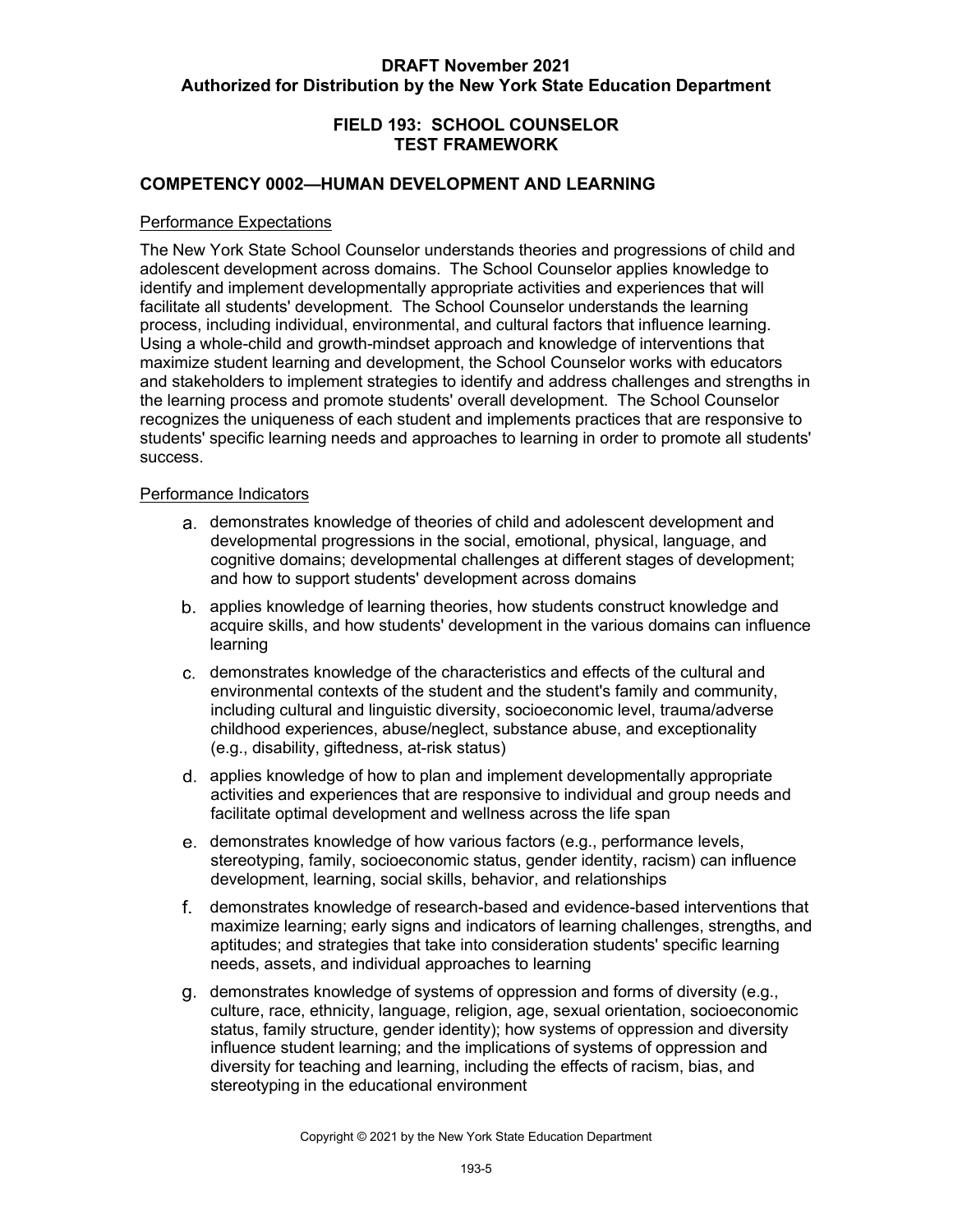**DRAFT November 2021**
**Authorized for Distribution by the New York State Education Department**

## FIELD 193: SCHOOL COUNSELOR TEST FRAMEWORK

### COMPETENCY 0002—HUMAN DEVELOPMENT AND LEARNING

Performance Expectations

The New York State School Counselor understands theories and progressions of child and adolescent development across domains. The School Counselor applies knowledge to identify and implement developmentally appropriate activities and experiences that will facilitate all students' development. The School Counselor understands the learning process, including individual, environmental, and cultural factors that influence learning. Using a whole-child and growth-mindset approach and knowledge of interventions that maximize student learning and development, the School Counselor works with educators and stakeholders to implement strategies to identify and address challenges and strengths in the learning process and promote students' overall development. The School Counselor recognizes the uniqueness of each student and implements practices that are responsive to students' specific learning needs and approaches to learning in order to promote all students' success.

Performance Indicators

a. demonstrates knowledge of theories of child and adolescent development and developmental progressions in the social, emotional, physical, language, and cognitive domains; developmental challenges at different stages of development; and how to support students' development across domains

b. applies knowledge of learning theories, how students construct knowledge and acquire skills, and how students' development in the various domains can influence learning

c. demonstrates knowledge of the characteristics and effects of the cultural and environmental contexts of the student and the student's family and community, including cultural and linguistic diversity, socioeconomic level, trauma/adverse childhood experiences, abuse/neglect, substance abuse, and exceptionality (e.g., disability, giftedness, at-risk status)

d. applies knowledge of how to plan and implement developmentally appropriate activities and experiences that are responsive to individual and group needs and facilitate optimal development and wellness across the life span

e. demonstrates knowledge of how various factors (e.g., performance levels, stereotyping, family, socioeconomic status, gender identity, racism) can influence development, learning, social skills, behavior, and relationships

f. demonstrates knowledge of research-based and evidence-based interventions that maximize learning; early signs and indicators of learning challenges, strengths, and aptitudes; and strategies that take into consideration students' specific learning needs, assets, and individual approaches to learning

g. demonstrates knowledge of systems of oppression and forms of diversity (e.g., culture, race, ethnicity, language, religion, age, sexual orientation, socioeconomic status, family structure, gender identity); how systems of oppression and diversity influence student learning; and the implications of systems of oppression and diversity for teaching and learning, including the effects of racism, bias, and stereotyping in the educational environment

Copyright © 2021 by the New York State Education Department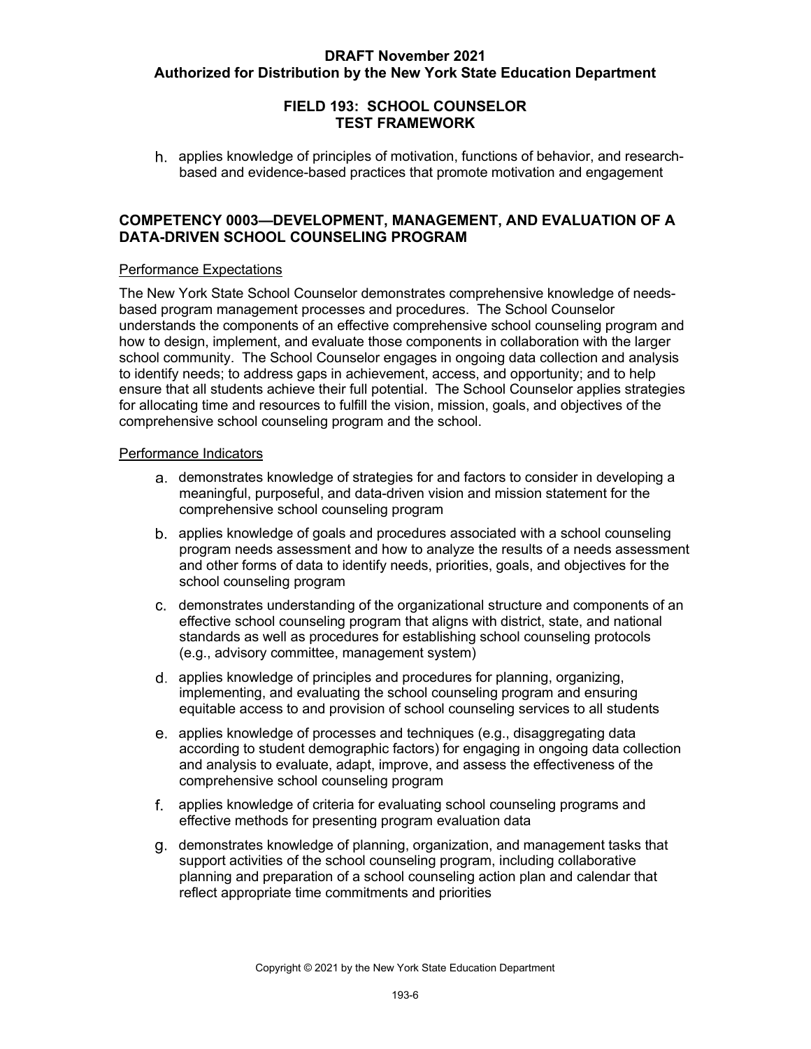h. applies knowledge of principles of motivation, functions of behavior, and research-based and evidence-based practices that promote motivation and engagement

## COMPETENCY 0003—DEVELOPMENT, MANAGEMENT, AND EVALUATION OF A DATA-DRIVEN SCHOOL COUNSELING PROGRAM

Performance Expectations

The New York State School Counselor demonstrates comprehensive knowledge of needs-based program management processes and procedures. The School Counselor understands the components of an effective comprehensive school counseling program and how to design, implement, and evaluate those components in collaboration with the larger school community. The School Counselor engages in ongoing data collection and analysis to identify needs; to address gaps in achievement, access, and opportunity; and to help ensure that all students achieve their full potential. The School Counselor applies strategies for allocating time and resources to fulfill the vision, mission, goals, and objectives of the comprehensive school counseling program and the school.

Performance Indicators

a. demonstrates knowledge of strategies for and factors to consider in developing a meaningful, purposeful, and data-driven vision and mission statement for the comprehensive school counseling program

b. applies knowledge of goals and procedures associated with a school counseling program needs assessment and how to analyze the results of a needs assessment and other forms of data to identify needs, priorities, goals, and objectives for the school counseling program

c. demonstrates understanding of the organizational structure and components of an effective school counseling program that aligns with district, state, and national standards as well as procedures for establishing school counseling protocols (e.g., advisory committee, management system)

d. applies knowledge of principles and procedures for planning, organizing, implementing, and evaluating the school counseling program and ensuring equitable access to and provision of school counseling services to all students

e. applies knowledge of processes and techniques (e.g., disaggregating data according to student demographic factors) for engaging in ongoing data collection and analysis to evaluate, adapt, improve, and assess the effectiveness of the comprehensive school counseling program

f. applies knowledge of criteria for evaluating school counseling programs and effective methods for presenting program evaluation data

g. demonstrates knowledge of planning, organization, and management tasks that support activities of the school counseling program, including collaborative planning and preparation of a school counseling action plan and calendar that reflect appropriate time commitments and priorities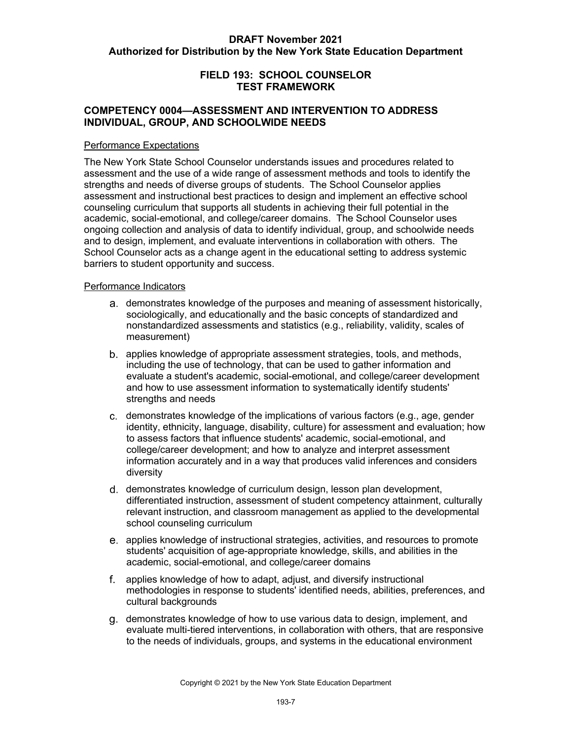**DRAFT November 2021**
**Authorized for Distribution by the New York State Education Department**

## FIELD 193: SCHOOL COUNSELOR TEST FRAMEWORK

### COMPETENCY 0004—ASSESSMENT AND INTERVENTION TO ADDRESS INDIVIDUAL, GROUP, AND SCHOOLWIDE NEEDS

Performance Expectations

The New York State School Counselor understands issues and procedures related to assessment and the use of a wide range of assessment methods and tools to identify the strengths and needs of diverse groups of students. The School Counselor applies assessment and instructional best practices to design and implement an effective school counseling curriculum that supports all students in achieving their full potential in the academic, social-emotional, and college/career domains. The School Counselor uses ongoing collection and analysis of data to identify individual, group, and schoolwide needs and to design, implement, and evaluate interventions in collaboration with others. The School Counselor acts as a change agent in the educational setting to address systemic barriers to student opportunity and success.

Performance Indicators

a. demonstrates knowledge of the purposes and meaning of assessment historically, sociologically, and educationally and the basic concepts of standardized and nonstandardized assessments and statistics (e.g., reliability, validity, scales of measurement)

b. applies knowledge of appropriate assessment strategies, tools, and methods, including the use of technology, that can be used to gather information and evaluate a student's academic, social-emotional, and college/career development and how to use assessment information to systematically identify students' strengths and needs

c. demonstrates knowledge of the implications of various factors (e.g., age, gender identity, ethnicity, language, disability, culture) for assessment and evaluation; how to assess factors that influence students' academic, social-emotional, and college/career development; and how to analyze and interpret assessment information accurately and in a way that produces valid inferences and considers diversity

d. demonstrates knowledge of curriculum design, lesson plan development, differentiated instruction, assessment of student competency attainment, culturally relevant instruction, and classroom management as applied to the developmental school counseling curriculum

e. applies knowledge of instructional strategies, activities, and resources to promote students' acquisition of age-appropriate knowledge, skills, and abilities in the academic, social-emotional, and college/career domains

f. applies knowledge of how to adapt, adjust, and diversify instructional methodologies in response to students' identified needs, abilities, preferences, and cultural backgrounds

g. demonstrates knowledge of how to use various data to design, implement, and evaluate multi-tiered interventions, in collaboration with others, that are responsive to the needs of individuals, groups, and systems in the educational environment

Copyright © 2021 by the New York State Education Department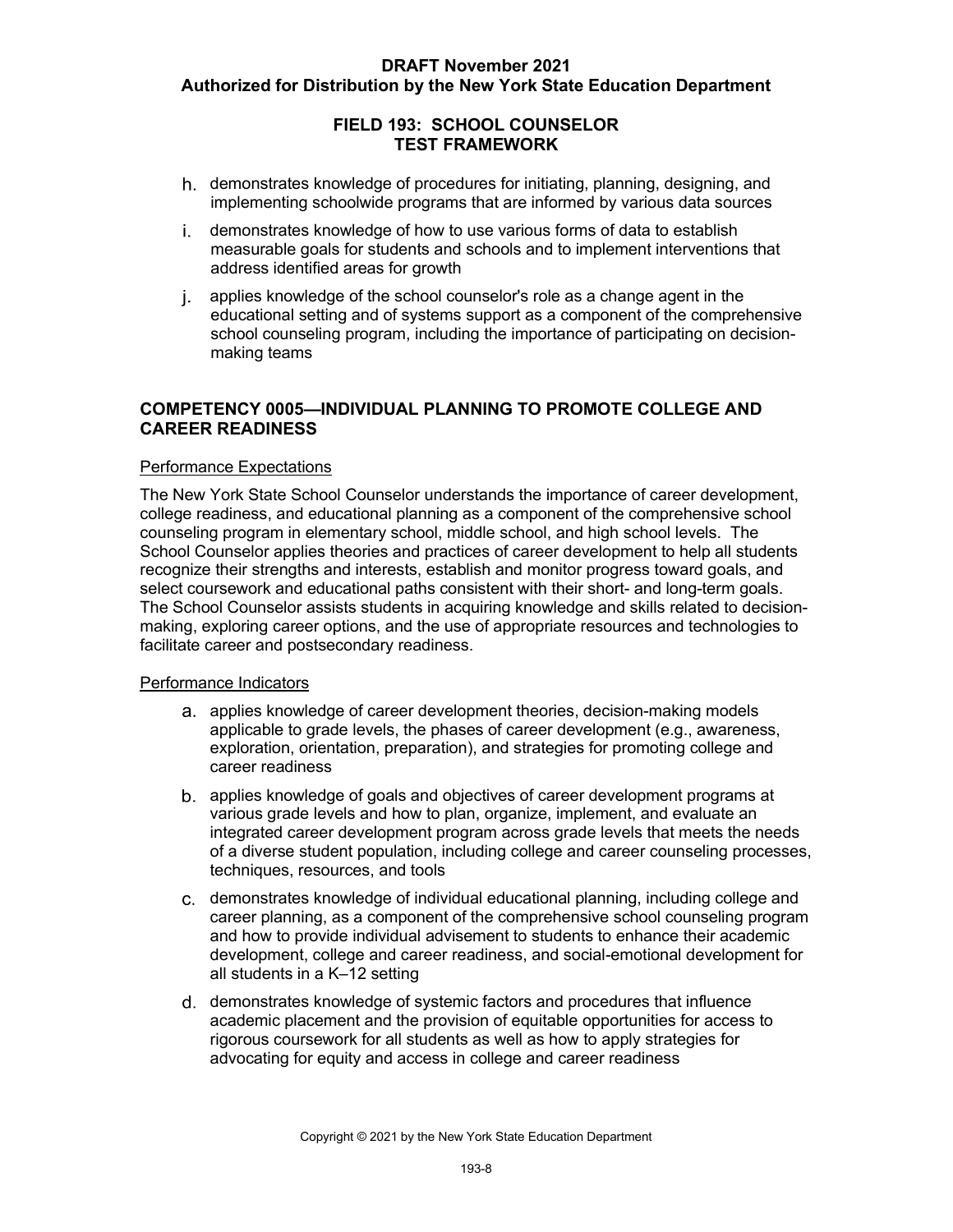h. demonstrates knowledge of procedures for initiating, planning, designing, and implementing schoolwide programs that are informed by various data sources

i. demonstrates knowledge of how to use various forms of data to establish measurable goals for students and schools and to implement interventions that address identified areas for growth

j. applies knowledge of the school counselor's role as a change agent in the educational setting and of systems support as a component of the comprehensive school counseling program, including the importance of participating on decision-making teams

## COMPETENCY 0005—INDIVIDUAL PLANNING TO PROMOTE COLLEGE AND CAREER READINESS

Performance Expectations

The New York State School Counselor understands the importance of career development, college readiness, and educational planning as a component of the comprehensive school counseling program in elementary school, middle school, and high school levels. The School Counselor applies theories and practices of career development to help all students recognize their strengths and interests, establish and monitor progress toward goals, and select coursework and educational paths consistent with their short- and long-term goals. The School Counselor assists students in acquiring knowledge and skills related to decision-making, exploring career options, and the use of appropriate resources and technologies to facilitate career and postsecondary readiness.

Performance Indicators

a. applies knowledge of career development theories, decision-making models applicable to grade levels, the phases of career development (e.g., awareness, exploration, orientation, preparation), and strategies for promoting college and career readiness

b. applies knowledge of goals and objectives of career development programs at various grade levels and how to plan, organize, implement, and evaluate an integrated career development program across grade levels that meets the needs of a diverse student population, including college and career counseling processes, techniques, resources, and tools

c. demonstrates knowledge of individual educational planning, including college and career planning, as a component of the comprehensive school counseling program and how to provide individual advisement to students to enhance their academic development, college and career readiness, and social-emotional development for all students in a K–12 setting

d. demonstrates knowledge of systemic factors and procedures that influence academic placement and the provision of equitable opportunities for access to rigorous coursework for all students as well as how to apply strategies for advocating for equity and access in college and career readiness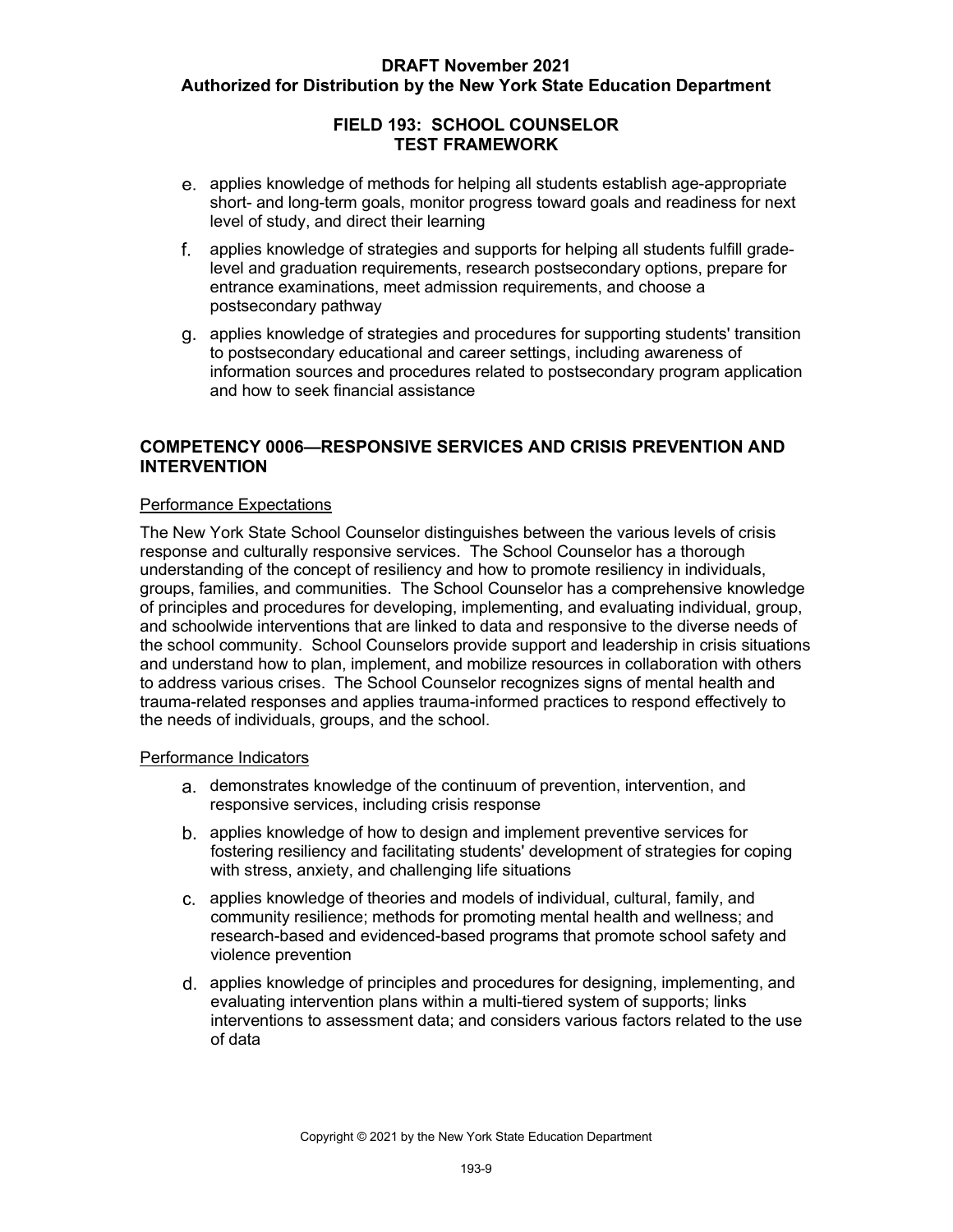e. applies knowledge of methods for helping all students establish age-appropriate short- and long-term goals, monitor progress toward goals and readiness for next level of study, and direct their learning

f. applies knowledge of strategies and supports for helping all students fulfill grade-level and graduation requirements, research postsecondary options, prepare for entrance examinations, meet admission requirements, and choose a postsecondary pathway

g. applies knowledge of strategies and procedures for supporting students' transition to postsecondary educational and career settings, including awareness of information sources and procedures related to postsecondary program application and how to seek financial assistance

## COMPETENCY 0006—RESPONSIVE SERVICES AND CRISIS PREVENTION AND INTERVENTION

Performance Expectations

The New York State School Counselor distinguishes between the various levels of crisis response and culturally responsive services. The School Counselor has a thorough understanding of the concept of resiliency and how to promote resiliency in individuals, groups, families, and communities. The School Counselor has a comprehensive knowledge of principles and procedures for developing, implementing, and evaluating individual, group, and schoolwide interventions that are linked to data and responsive to the diverse needs of the school community. School Counselors provide support and leadership in crisis situations and understand how to plan, implement, and mobilize resources in collaboration with others to address various crises. The School Counselor recognizes signs of mental health and trauma-related responses and applies trauma-informed practices to respond effectively to the needs of individuals, groups, and the school.

Performance Indicators

a. demonstrates knowledge of the continuum of prevention, intervention, and responsive services, including crisis response

b. applies knowledge of how to design and implement preventive services for fostering resiliency and facilitating students' development of strategies for coping with stress, anxiety, and challenging life situations

c. applies knowledge of theories and models of individual, cultural, family, and community resilience; methods for promoting mental health and wellness; and research-based and evidenced-based programs that promote school safety and violence prevention

d. applies knowledge of principles and procedures for designing, implementing, and evaluating intervention plans within a multi-tiered system of supports; links interventions to assessment data; and considers various factors related to the use of data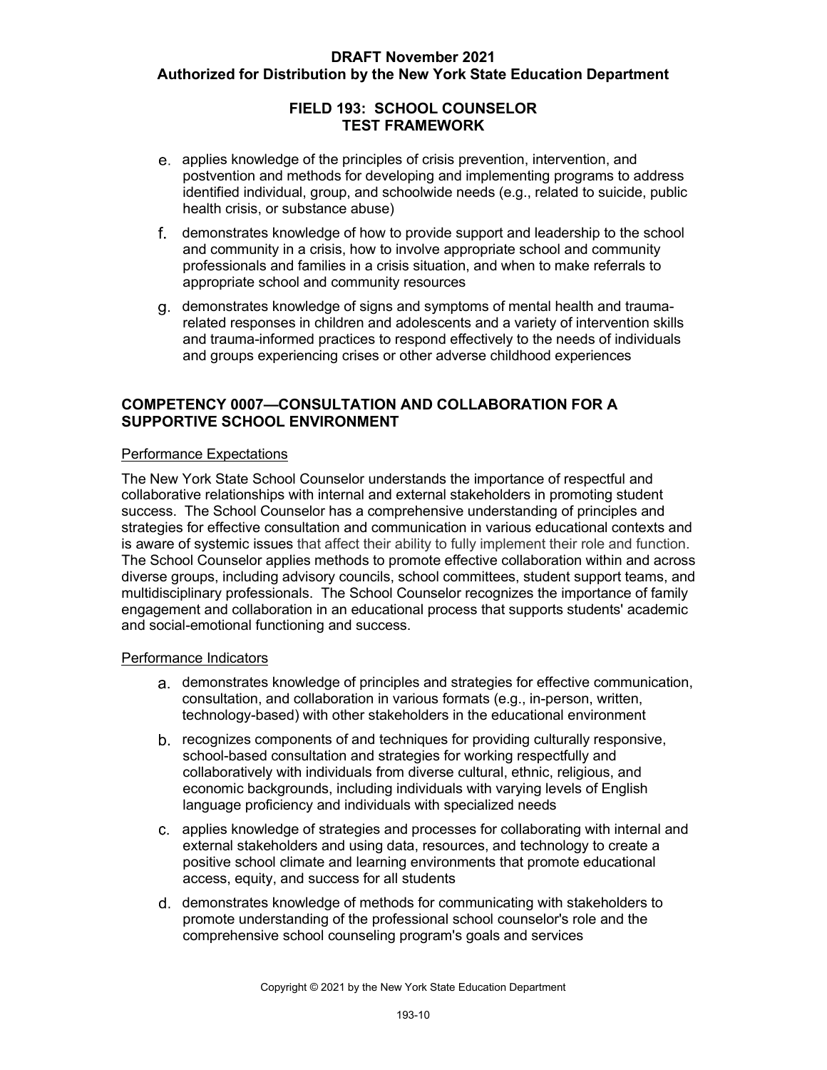e. applies knowledge of the principles of crisis prevention, intervention, and postvention and methods for developing and implementing programs to address identified individual, group, and schoolwide needs (e.g., related to suicide, public health crisis, or substance abuse)

f. demonstrates knowledge of how to provide support and leadership to the school and community in a crisis, how to involve appropriate school and community professionals and families in a crisis situation, and when to make referrals to appropriate school and community resources

g. demonstrates knowledge of signs and symptoms of mental health and trauma-related responses in children and adolescents and a variety of intervention skills and trauma-informed practices to respond effectively to the needs of individuals and groups experiencing crises or other adverse childhood experiences

## COMPETENCY 0007—CONSULTATION AND COLLABORATION FOR A SUPPORTIVE SCHOOL ENVIRONMENT

### Performance Expectations

The New York State School Counselor understands the importance of respectful and collaborative relationships with internal and external stakeholders in promoting student success. The School Counselor has a comprehensive understanding of principles and strategies for effective consultation and communication in various educational contexts and is aware of systemic issues that affect their ability to fully implement their role and function. The School Counselor applies methods to promote effective collaboration within and across diverse groups, including advisory councils, school committees, student support teams, and multidisciplinary professionals. The School Counselor recognizes the importance of family engagement and collaboration in an educational process that supports students' academic and social-emotional functioning and success.

### Performance Indicators

a. demonstrates knowledge of principles and strategies for effective communication, consultation, and collaboration in various formats (e.g., in-person, written, technology-based) with other stakeholders in the educational environment

b. recognizes components of and techniques for providing culturally responsive, school-based consultation and strategies for working respectfully and collaboratively with individuals from diverse cultural, ethnic, religious, and economic backgrounds, including individuals with varying levels of English language proficiency and individuals with specialized needs

c. applies knowledge of strategies and processes for collaborating with internal and external stakeholders and using data, resources, and technology to create a positive school climate and learning environments that promote educational access, equity, and success for all students

d. demonstrates knowledge of methods for communicating with stakeholders to promote understanding of the professional school counselor's role and the comprehensive school counseling program's goals and services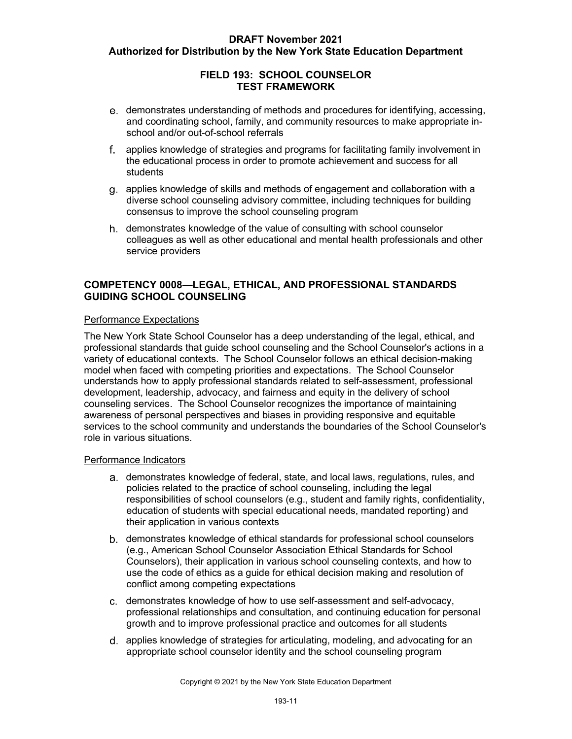e. demonstrates understanding of methods and procedures for identifying, accessing, and coordinating school, family, and community resources to make appropriate in-school and/or out-of-school referrals

f. applies knowledge of strategies and programs for facilitating family involvement in the educational process in order to promote achievement and success for all students

g. applies knowledge of skills and methods of engagement and collaboration with a diverse school counseling advisory committee, including techniques for building consensus to improve the school counseling program

h. demonstrates knowledge of the value of consulting with school counselor colleagues as well as other educational and mental health professionals and other service providers

## COMPETENCY 0008—LEGAL, ETHICAL, AND PROFESSIONAL STANDARDS GUIDING SCHOOL COUNSELING

Performance Expectations

The New York State School Counselor has a deep understanding of the legal, ethical, and professional standards that guide school counseling and the School Counselor's actions in a variety of educational contexts. The School Counselor follows an ethical decision-making model when faced with competing priorities and expectations. The School Counselor understands how to apply professional standards related to self-assessment, professional development, leadership, advocacy, and fairness and equity in the delivery of school counseling services. The School Counselor recognizes the importance of maintaining awareness of personal perspectives and biases in providing responsive and equitable services to the school community and understands the boundaries of the School Counselor's role in various situations.

Performance Indicators

a. demonstrates knowledge of federal, state, and local laws, regulations, rules, and policies related to the practice of school counseling, including the legal responsibilities of school counselors (e.g., student and family rights, confidentiality, education of students with special educational needs, mandated reporting) and their application in various contexts

b. demonstrates knowledge of ethical standards for professional school counselors (e.g., American School Counselor Association Ethical Standards for School Counselors), their application in various school counseling contexts, and how to use the code of ethics as a guide for ethical decision making and resolution of conflict among competing expectations

c. demonstrates knowledge of how to use self-assessment and self-advocacy, professional relationships and consultation, and continuing education for personal growth and to improve professional practice and outcomes for all students

d. applies knowledge of strategies for articulating, modeling, and advocating for an appropriate school counselor identity and the school counseling program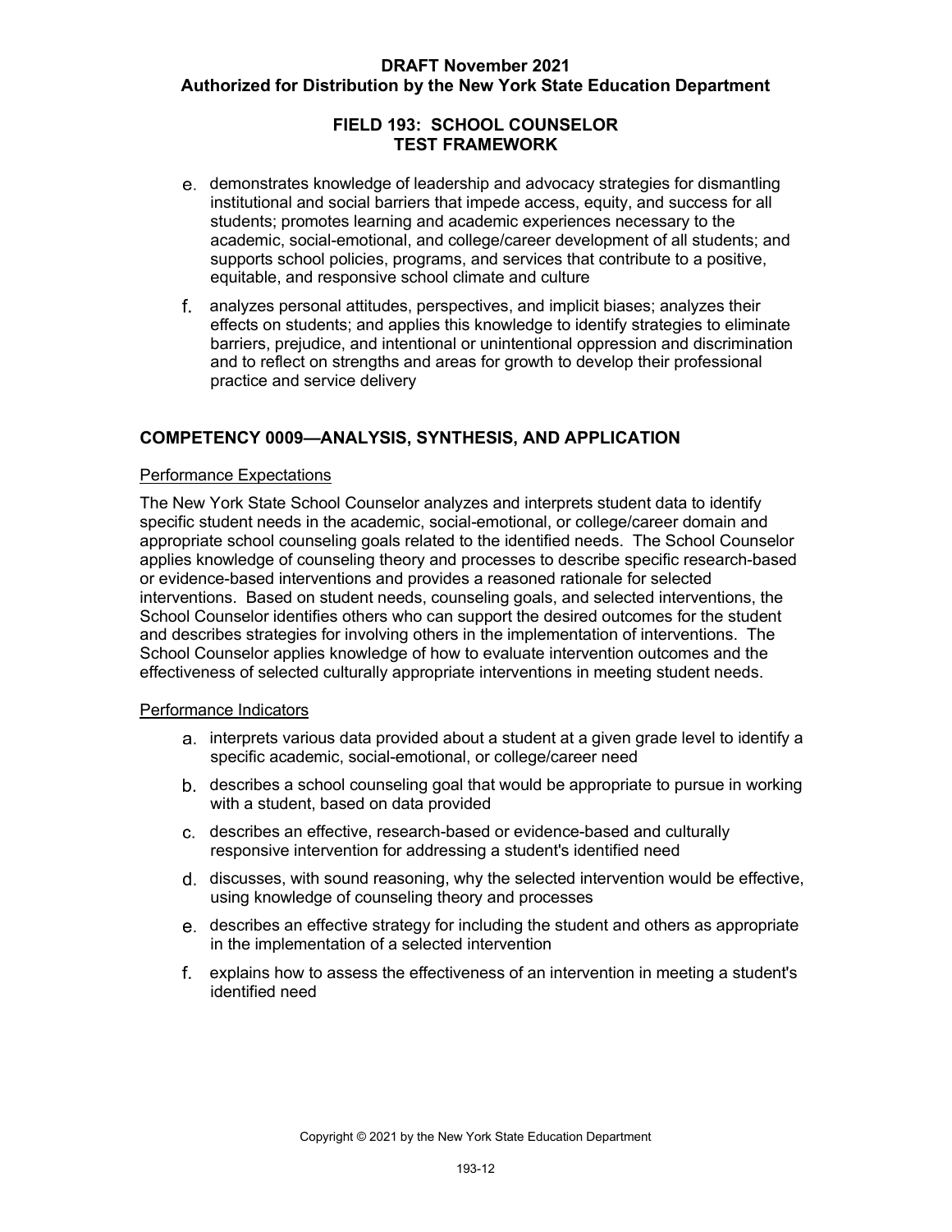e. demonstrates knowledge of leadership and advocacy strategies for dismantling institutional and social barriers that impede access, equity, and success for all students; promotes learning and academic experiences necessary to the academic, social-emotional, and college/career development of all students; and supports school policies, programs, and services that contribute to a positive, equitable, and responsive school climate and culture

f. analyzes personal attitudes, perspectives, and implicit biases; analyzes their effects on students; and applies this knowledge to identify strategies to eliminate barriers, prejudice, and intentional or unintentional oppression and discrimination and to reflect on strengths and areas for growth to develop their professional practice and service delivery

## COMPETENCY 0009—ANALYSIS, SYNTHESIS, AND APPLICATION

Performance Expectations

The New York State School Counselor analyzes and interprets student data to identify specific student needs in the academic, social-emotional, or college/career domain and appropriate school counseling goals related to the identified needs. The School Counselor applies knowledge of counseling theory and processes to describe specific research-based or evidence-based interventions and provides a reasoned rationale for selected interventions. Based on student needs, counseling goals, and selected interventions, the School Counselor identifies others who can support the desired outcomes for the student and describes strategies for involving others in the implementation of interventions. The School Counselor applies knowledge of how to evaluate intervention outcomes and the effectiveness of selected culturally appropriate interventions in meeting student needs.

Performance Indicators

a. interprets various data provided about a student at a given grade level to identify a specific academic, social-emotional, or college/career need

b. describes a school counseling goal that would be appropriate to pursue in working with a student, based on data provided

c. describes an effective, research-based or evidence-based and culturally responsive intervention for addressing a student's identified need

d. discusses, with sound reasoning, why the selected intervention would be effective, using knowledge of counseling theory and processes

e. describes an effective strategy for including the student and others as appropriate in the implementation of a selected intervention

f. explains how to assess the effectiveness of an intervention in meeting a student's identified need